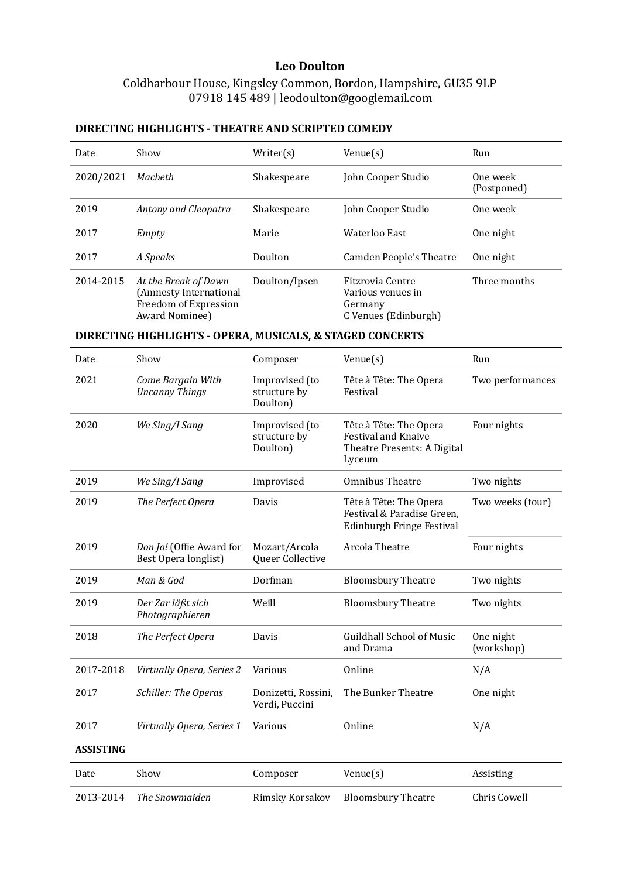# Leo Doulton

Coldharbour House, Kingsley Common, Bordon, Hampshire, GU35 9LP
07918 145 489 | leodoulton@googlemail.com

### DIRECTING HIGHLIGHTS - THEATRE AND SCRIPTED COMEDY

| Date | Show | Writer(s) | Venue(s) | Run |
|---|---|---|---|---|
| 2020/2021 | *Macbeth* | Shakespeare | John Cooper Studio | One week (Postponed) |
| 2019 | *Antony and Cleopatra* | Shakespeare | John Cooper Studio | One week |
| 2017 | *Empty* | Marie | Waterloo East | One night |
| 2017 | *A Speaks* | Doulton | Camden People's Theatre | One night |
| 2014-2015 | *At the Break of Dawn* (Amnesty International Freedom of Expression Award Nominee) | Doulton/Ipsen | Fitzrovia Centre<br>Various venues in Germany<br>C Venues (Edinburgh) | Three months |

### DIRECTING HIGHLIGHTS - OPERA, MUSICALS, & STAGED CONCERTS

| Date | Show | Composer | Venue(s) | Run |
|---|---|---|---|---|
| 2021 | *Come Bargain With Uncanny Things* | Improvised (to structure by Doulton) | Tête à Tête: The Opera Festival | Two performances |
| 2020 | *We Sing/I Sang* | Improvised (to structure by Doulton) | Tête à Tête: The Opera Festival and Knaive Theatre Presents: A Digital Lyceum | Four nights |
| 2019 | *We Sing/I Sang* | Improvised | Omnibus Theatre | Two nights |
| 2019 | *The Perfect Opera* | Davis | Tête à Tête: The Opera Festival & Paradise Green, Edinburgh Fringe Festival | Two weeks (tour) |
| 2019 | *Don Jo!* (Offie Award for Best Opera longlist) | Mozart/Arcola Queer Collective | Arcola Theatre | Four nights |
| 2019 | *Man & God* | Dorfman | Bloomsbury Theatre | Two nights |
| 2019 | *Der Zar läßt sich Photographieren* | Weill | Bloomsbury Theatre | Two nights |
| 2018 | *The Perfect Opera* | Davis | Guildhall School of Music and Drama | One night (workshop) |
| 2017-2018 | *Virtually Opera, Series 2* | Various | Online | N/A |
| 2017 | *Schiller: The Operas* | Donizetti, Rossini, Verdi, Puccini | The Bunker Theatre | One night |
| 2017 | *Virtually Opera, Series 1* | Various | Online | N/A |

### ASSISTING

| Date | Show | Composer | Venue(s) | Assisting |
|---|---|---|---|---|
| 2013-2014 | *The Snowmaiden* | Rimsky Korsakov | Bloomsbury Theatre | Chris Cowell |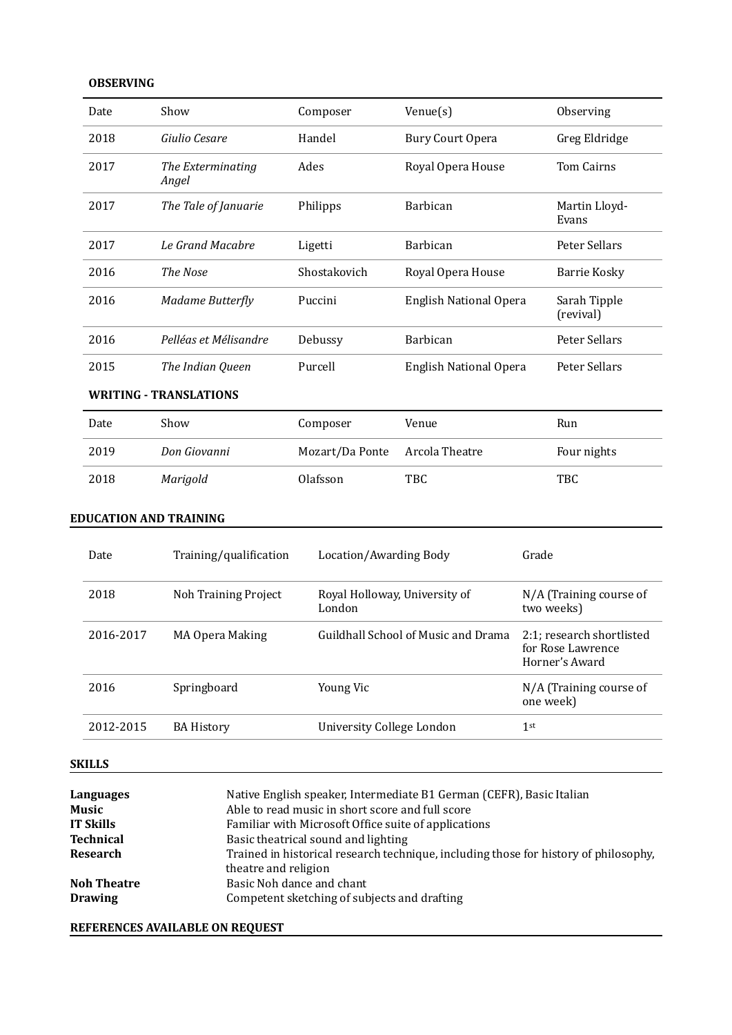**OBSERVING**

| Date | Show | Composer | Venue(s) | Observing |
|---|---|---|---|---|
| 2018 | *Giulio Cesare* | Handel | Bury Court Opera | Greg Eldridge |
| 2017 | *The Exterminating Angel* | Ades | Royal Opera House | Tom Cairns |
| 2017 | *The Tale of Januarie* | Philipps | Barbican | Martin Lloyd-Evans |
| 2017 | *Le Grand Macabre* | Ligetti | Barbican | Peter Sellars |
| 2016 | *The Nose* | Shostakovich | Royal Opera House | Barrie Kosky |
| 2016 | *Madame Butterfly* | Puccini | English National Opera | Sarah Tipple (revival) |
| 2016 | *Pelléas et Mélisandre* | Debussy | Barbican | Peter Sellars |
| 2015 | *The Indian Queen* | Purcell | English National Opera | Peter Sellars |

**WRITING - TRANSLATIONS**

| Date | Show | Composer | Venue | Run |
|---|---|---|---|---|
| 2019 | *Don Giovanni* | Mozart/Da Ponte | Arcola Theatre | Four nights |
| 2018 | *Marigold* | Olafsson | TBC | TBC |

**EDUCATION AND TRAINING**

| Date | Training/qualification | Location/Awarding Body | Grade |
|---|---|---|---|
| 2018 | Noh Training Project | Royal Holloway, University of London | N/A (Training course of two weeks) |
| 2016-2017 | MA Opera Making | Guildhall School of Music and Drama | 2:1; research shortlisted for Rose Lawrence Horner's Award |
| 2016 | Springboard | Young Vic | N/A (Training course of one week) |
| 2012-2015 | BA History | University College London | 1st |

**SKILLS**

**Languages** Native English speaker, Intermediate B1 German (CEFR), Basic Italian
**Music** Able to read music in short score and full score
**IT Skills** Familiar with Microsoft Office suite of applications
**Technical** Basic theatrical sound and lighting
**Research** Trained in historical research technique, including those for history of philosophy, theatre and religion
**Noh Theatre** Basic Noh dance and chant
**Drawing** Competent sketching of subjects and drafting

**REFERENCES AVAILABLE ON REQUEST**